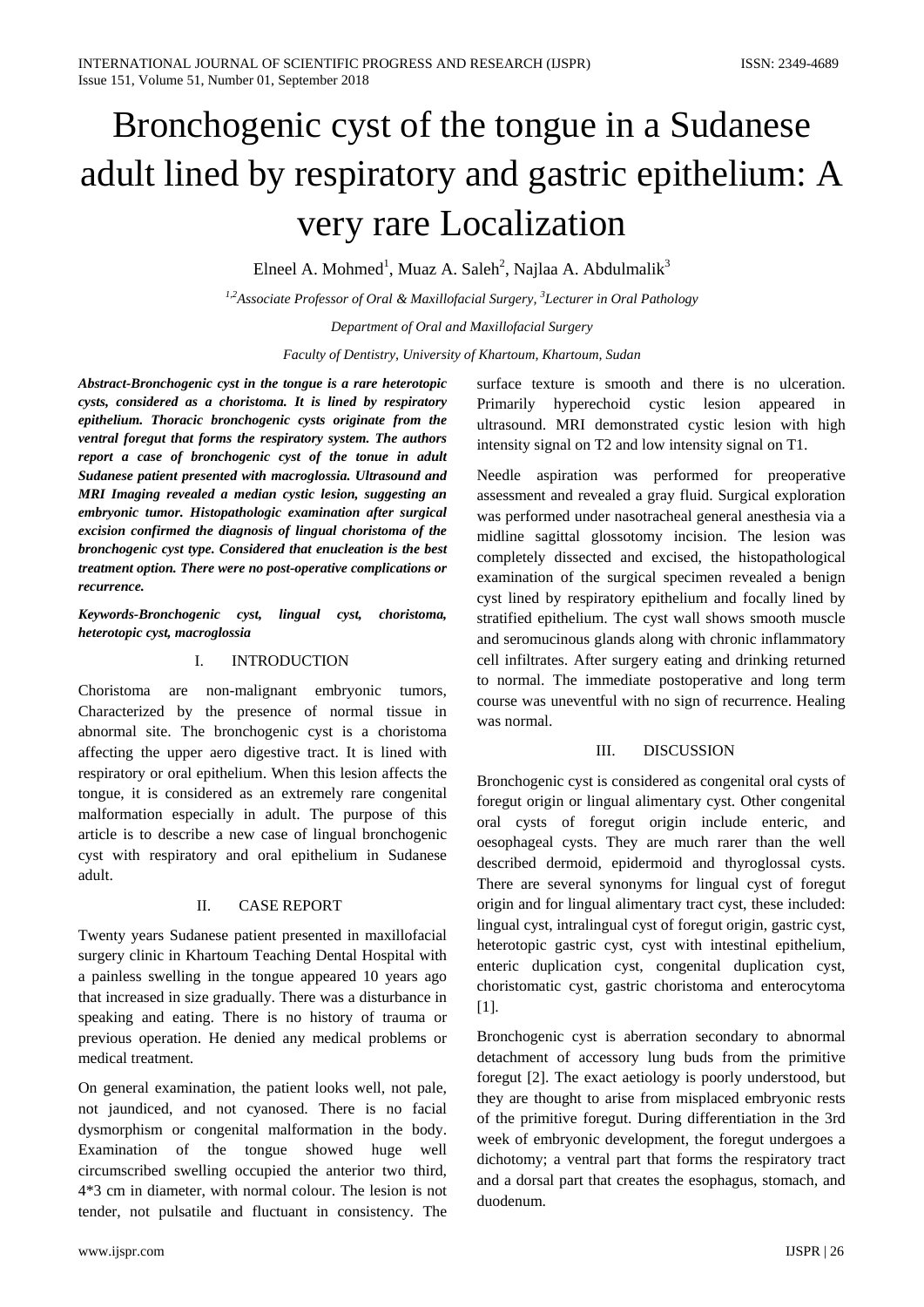# Bronchogenic cyst of the tongue in a Sudanese adult lined by respiratory and gastric epithelium: A very rare Localization

Elneel A. Mohmed[1], Muaz A. Saleh[2], Najlaa A. Abdulmalik[3]

*[1,2]Associate Professor of Oral & Maxillofacial Surgery, [3]Lecturer in Oral Pathology*

*Department of Oral and Maxillofacial Surgery*

*Faculty of Dentistry, University of Khartoum, Khartoum, Sudan*

***Abstract-Bronchogenic cyst in the tongue is a rare heterotopic cysts, considered as a choristoma. It is lined by respiratory epithelium. Thoracic bronchogenic cysts originate from the ventral foregut that forms the respiratory system. The authors report a case of bronchogenic cyst of the tonue in adult Sudanese patient presented with macroglossia. Ultrasound and MRI Imaging revealed a median cystic lesion, suggesting an embryonic tumor. Histopathologic examination after surgical excision confirmed the diagnosis of lingual choristoma of the bronchogenic cyst type. Considered that enucleation is the best treatment option. There were no post-operative complications or recurrence.***

***Keywords-Bronchogenic cyst, lingual cyst, choristoma, heterotopic cyst, macroglossia***

## I. INTRODUCTION

Choristoma are non-malignant embryonic tumors, Characterized by the presence of normal tissue in abnormal site. The bronchogenic cyst is a choristoma affecting the upper aero digestive tract. It is lined with respiratory or oral epithelium. When this lesion affects the tongue, it is considered as an extremely rare congenital malformation especially in adult. The purpose of this article is to describe a new case of lingual bronchogenic cyst with respiratory and oral epithelium in Sudanese adult.

## II. CASE REPORT

Twenty years Sudanese patient presented in maxillofacial surgery clinic in Khartoum Teaching Dental Hospital with a painless swelling in the tongue appeared 10 years ago that increased in size gradually. There was a disturbance in speaking and eating. There is no history of trauma or previous operation. He denied any medical problems or medical treatment.

On general examination, the patient looks well, not pale, not jaundiced, and not cyanosed. There is no facial dysmorphism or congenital malformation in the body. Examination of the tongue showed huge well circumscribed swelling occupied the anterior two third, 4*3 cm in diameter, with normal colour. The lesion is not tender, not pulsatile and fluctuant in consistency. The surface texture is smooth and there is no ulceration. Primarily hyperechoid cystic lesion appeared in ultrasound. MRI demonstrated cystic lesion with high intensity signal on T2 and low intensity signal on T1.

Needle aspiration was performed for preoperative assessment and revealed a gray fluid. Surgical exploration was performed under nasotracheal general anesthesia via a midline sagittal glossotomy incision. The lesion was completely dissected and excised, the histopathological examination of the surgical specimen revealed a benign cyst lined by respiratory epithelium and focally lined by stratified epithelium. The cyst wall shows smooth muscle and seromucinous glands along with chronic inflammatory cell infiltrates. After surgery eating and drinking returned to normal. The immediate postoperative and long term course was uneventful with no sign of recurrence. Healing was normal.

## III. DISCUSSION

Bronchogenic cyst is considered as congenital oral cysts of foregut origin or lingual alimentary cyst. Other congenital oral cysts of foregut origin include enteric, and oesophageal cysts. They are much rarer than the well described dermoid, epidermoid and thyroglossal cysts. There are several synonyms for lingual cyst of foregut origin and for lingual alimentary tract cyst, these included: lingual cyst, intralingual cyst of foregut origin, gastric cyst, heterotopic gastric cyst, cyst with intestinal epithelium, enteric duplication cyst, congenital duplication cyst, choristomatic cyst, gastric choristoma and enterocytoma [1].

Bronchogenic cyst is aberration secondary to abnormal detachment of accessory lung buds from the primitive foregut [2]. The exact aetiology is poorly understood, but they are thought to arise from misplaced embryonic rests of the primitive foregut. During differentiation in the 3rd week of embryonic development, the foregut undergoes a dichotomy; a ventral part that forms the respiratory tract and a dorsal part that creates the esophagus, stomach, and duodenum.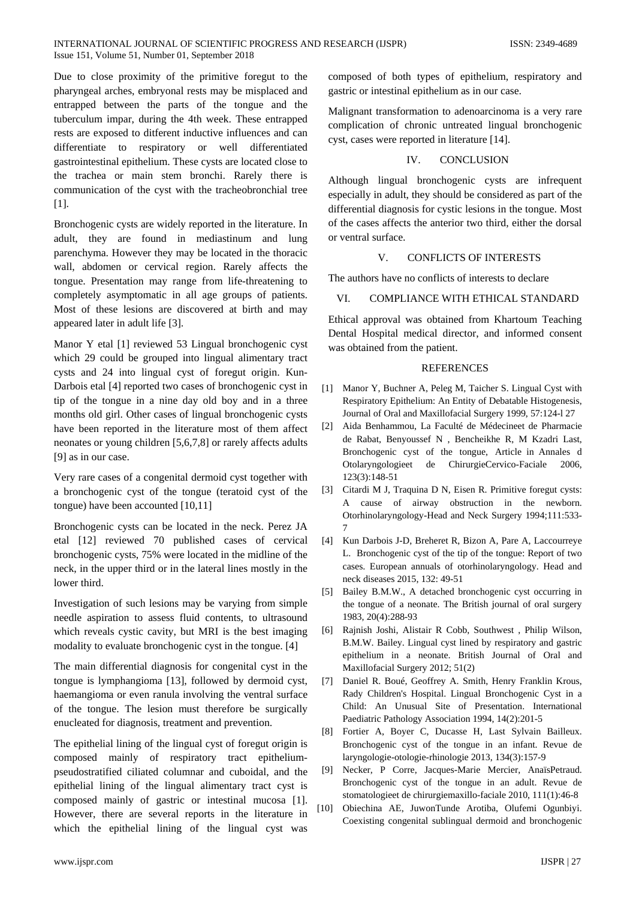Due to close proximity of the primitive foregut to the pharyngeal arches, embryonal rests may be misplaced and entrapped between the parts of the tongue and the tuberculum impar, during the 4th week. These entrapped rests are exposed to ditferent inductive influences and can differentiate to respiratory or well differentiated gastrointestinal epithelium. These cysts are located close to the trachea or main stem bronchi. Rarely there is communication of the cyst with the tracheobronchial tree [1].

Bronchogenic cysts are widely reported in the literature. In adult, they are found in mediastinum and lung parenchyma. However they may be located in the thoracic wall, abdomen or cervical region. Rarely affects the tongue. Presentation may range from life-threatening to completely asymptomatic in all age groups of patients. Most of these lesions are discovered at birth and may appeared later in adult life [3].

Manor Y etal [1] reviewed 53 Lingual bronchogenic cyst which 29 could be grouped into lingual alimentary tract cysts and 24 into lingual cyst of foregut origin. Kun-Darbois etal [4] reported two cases of bronchogenic cyst in tip of the tongue in a nine day old boy and in a three months old girl. Other cases of lingual bronchogenic cysts have been reported in the literature most of them affect neonates or young children [5,6,7,8] or rarely affects adults [9] as in our case.

Very rare cases of a congenital dermoid cyst together with a bronchogenic cyst of the tongue (teratoid cyst of the tongue) have been accounted [10,11]

Bronchogenic cysts can be located in the neck. Perez JA etal [12] reviewed 70 published cases of cervical bronchogenic cysts, 75% were located in the midline of the neck, in the upper third or in the lateral lines mostly in the lower third.

Investigation of such lesions may be varying from simple needle aspiration to assess fluid contents, to ultrasound which reveals cystic cavity, but MRI is the best imaging modality to evaluate bronchogenic cyst in the tongue. [4]

The main differential diagnosis for congenital cyst in the tongue is lymphangioma [13], followed by dermoid cyst, haemangioma or even ranula involving the ventral surface of the tongue. The lesion must therefore be surgically enucleated for diagnosis, treatment and prevention.

The epithelial lining of the lingual cyst of foregut origin is composed mainly of respiratory tract epithelium-pseudostratified ciliated columnar and cuboidal, and the epithelial lining of the lingual alimentary tract cyst is composed mainly of gastric or intestinal mucosa [1]. However, there are several reports in the literature in which the epithelial lining of the lingual cyst was composed of both types of epithelium, respiratory and gastric or intestinal epithelium as in our case.

Malignant transformation to adenoarcinoma is a very rare complication of chronic untreated lingual bronchogenic cyst, cases were reported in literature [14].

## IV. CONCLUSION

Although lingual bronchogenic cysts are infrequent especially in adult, they should be considered as part of the differential diagnosis for cystic lesions in the tongue. Most of the cases affects the anterior two third, either the dorsal or ventral surface.

## V. CONFLICTS OF INTERESTS

The authors have no conflicts of interests to declare

## VI. COMPLIANCE WITH ETHICAL STANDARD

Ethical approval was obtained from Khartoum Teaching Dental Hospital medical director, and informed consent was obtained from the patient.

## REFERENCES

[1] Manor Y, Buchner A, Peleg M, Taicher S. Lingual Cyst with Respiratory Epithelium: An Entity of Debatable Histogenesis, Journal of Oral and Maxillofacial Surgery 1999, 57:124-l 27

[2] Aida Benhammou, La Faculté de Médecineet de Pharmacie de Rabat, Benyoussef N , Bencheikhe R, M Kzadri Last, Bronchogenic cyst of the tongue, Article in Annales d Otolaryngologieet de ChirurgieCervico-Faciale 2006, 123(3):148-51

[3] Citardi M J, Traquina D N, Eisen R. Primitive foregut cysts: A cause of airway obstruction in the newborn. Otorhinolaryngology-Head and Neck Surgery 1994;111:533-7

[4] Kun Darbois J-D, Breheret R, Bizon A, Pare A, Laccourreye L. Bronchogenic cyst of the tip of the tongue: Report of two cases. European annuals of otorhinolaryngology. Head and neck diseases 2015, 132: 49-51

[5] Bailey B.M.W., A detached bronchogenic cyst occurring in the tongue of a neonate. The British journal of oral surgery 1983, 20(4):288-93

[6] Rajnish Joshi, Alistair R Cobb, Southwest , Philip Wilson, B.M.W. Bailey. Lingual cyst lined by respiratory and gastric epithelium in a neonate. British Journal of Oral and Maxillofacial Surgery 2012; 51(2)

[7] Daniel R. Boué, Geoffrey A. Smith, Henry Franklin Krous, Rady Children's Hospital. Lingual Bronchogenic Cyst in a Child: An Unusual Site of Presentation. International Paediatric Pathology Association 1994, 14(2):201-5

[8] Fortier A, Boyer C, Ducasse H, Last Sylvain Bailleux. Bronchogenic cyst of the tongue in an infant. Revue de laryngologie-otologie-rhinologie 2013, 134(3):157-9

[9] Necker, P Corre, Jacques-Marie Mercier, AnaïsPetraud. Bronchogenic cyst of the tongue in an adult. Revue de stomatologieet de chirurgiemaxillo-faciale 2010, 111(1):46-8

[10] Obiechina AE, JuwonTunde Arotiba, Olufemi Ogunbiyi. Coexisting congenital sublingual dermoid and bronchogenic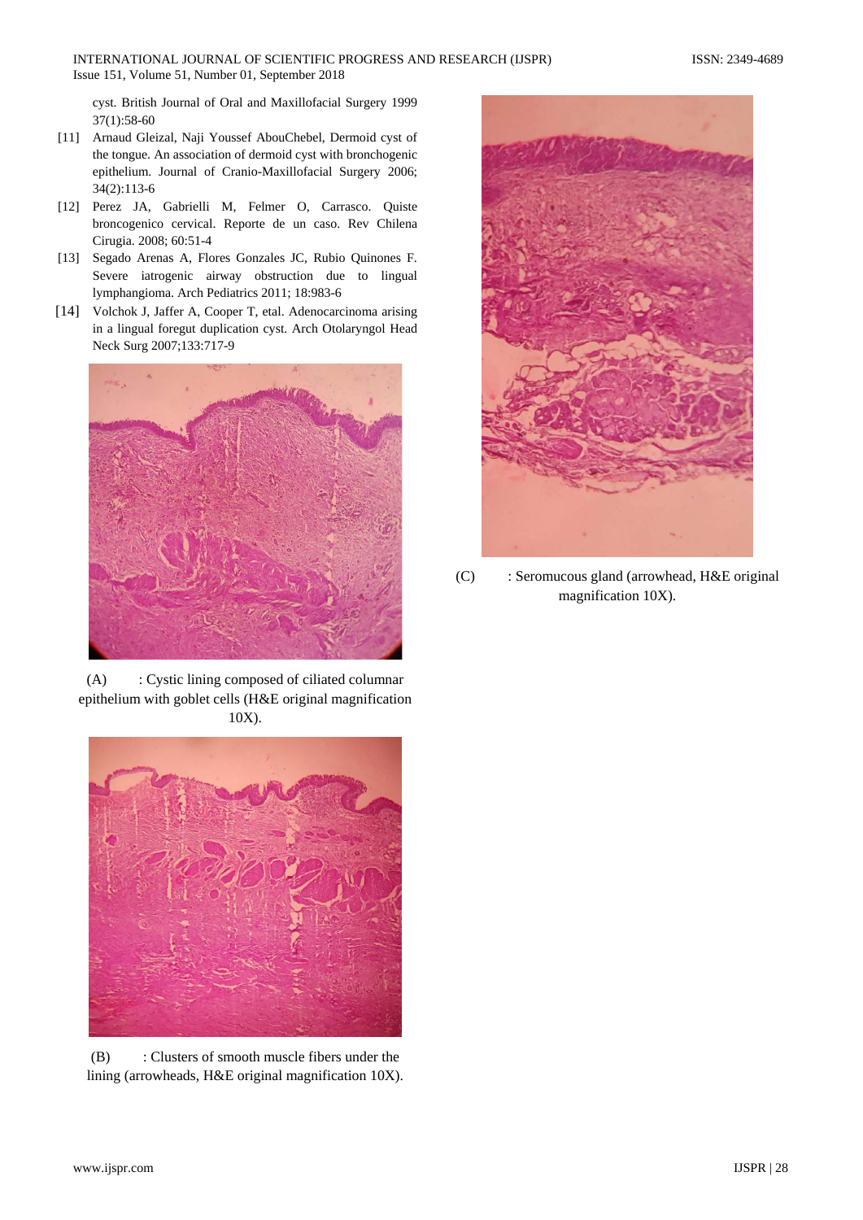cyst. British Journal of Oral and Maxillofacial Surgery 1999 37(1):58-60

[11] Arnaud Gleizal, Naji Youssef AbouChebel, Dermoid cyst of the tongue. An association of dermoid cyst with bronchogenic epithelium. Journal of Cranio-Maxillofacial Surgery 2006; 34(2):113-6

[12] Perez JA, Gabrielli M, Felmer O, Carrasco. Quiste broncogenico cervical. Reporte de un caso. Rev Chilena Cirugia. 2008; 60:51-4

[13] Segado Arenas A, Flores Gonzales JC, Rubio Quinones F. Severe iatrogenic airway obstruction due to lingual lymphangioma. Arch Pediatrics 2011; 18:983-6

[14] Volchok J, Jaffer A, Cooper T, etal. Adenocarcinoma arising in a lingual foregut duplication cyst. Arch Otolaryngol Head Neck Surg 2007;133:717-9

(A) : Cystic lining composed of ciliated columnar epithelium with goblet cells (H&E original magnification 10X).

(B) : Clusters of smooth muscle fibers under the lining (arrowheads, H&E original magnification 10X).

(C) : Seromucous gland (arrowhead, H&E original magnification 10X).